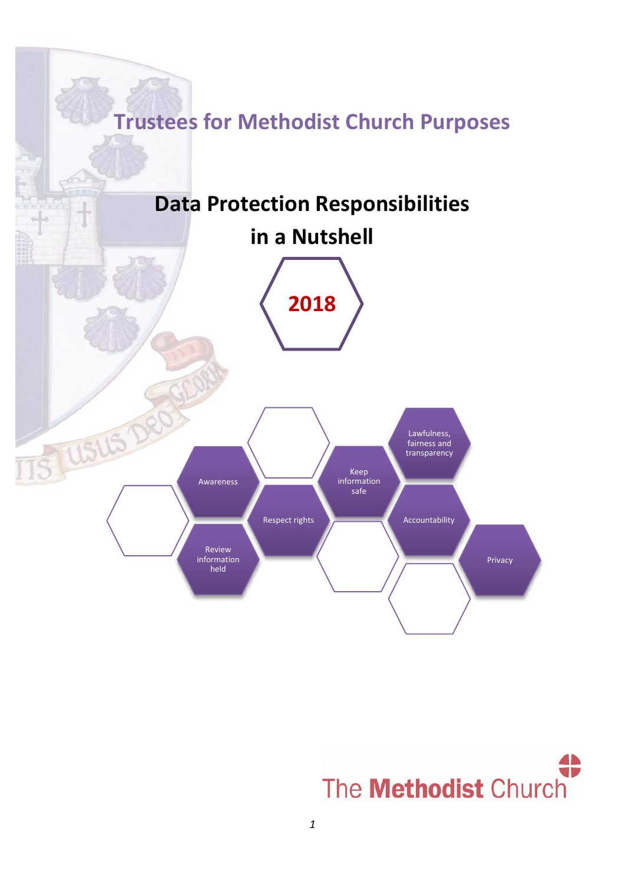# Trustees for Methodist Church Purposes

## Data Protection Responsibilities in a Nutshell

**2018**

- Lawfulness, fairness and transparency
- Awareness
- Keep information safe
- Respect rights
- Accountability
- Review information held
- Privacy

The Methodist Church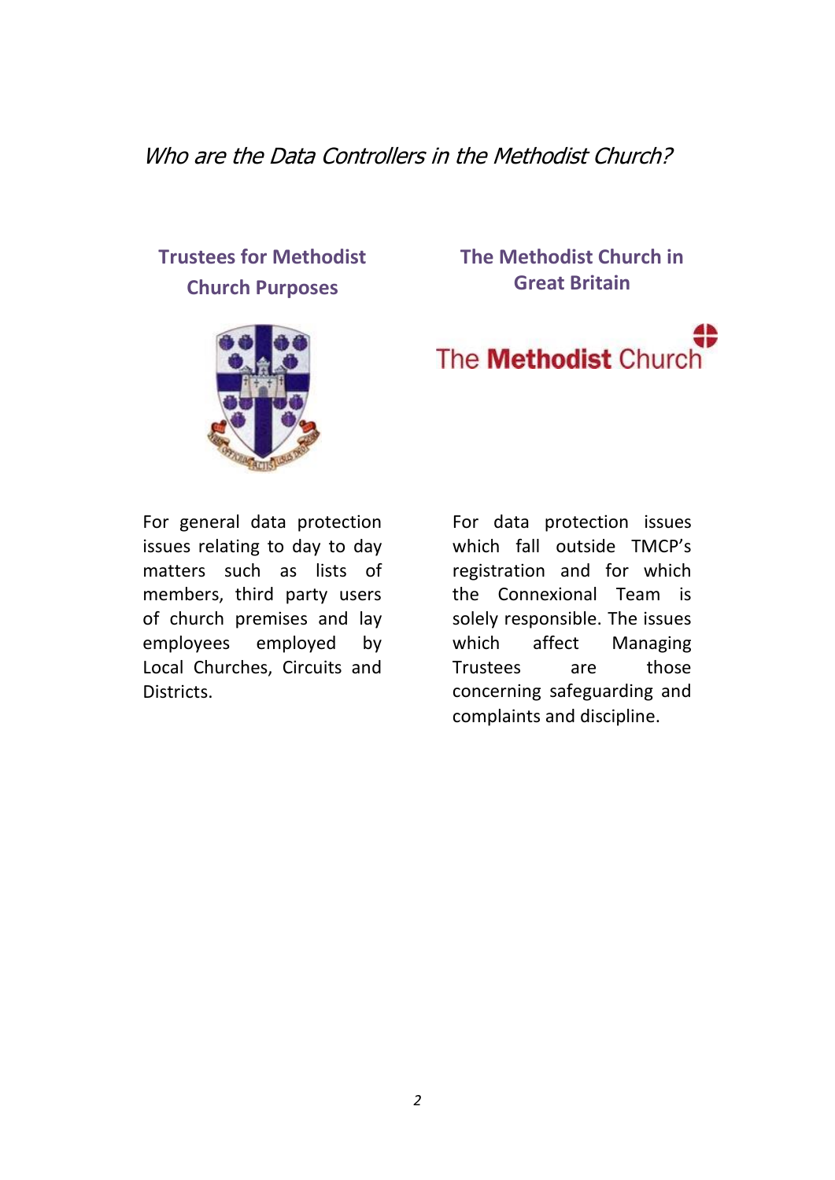*Who are the Data Controllers in the Methodist Church?*

## Trustees for Methodist Church Purposes

For general data protection issues relating to day to day matters such as lists of members, third party users of church premises and lay employees employed by Local Churches, Circuits and Districts.

## The Methodist Church in Great Britain

For data protection issues which fall outside TMCP's registration and for which the Connexional Team is solely responsible. The issues which affect Managing Trustees are those concerning safeguarding and complaints and discipline.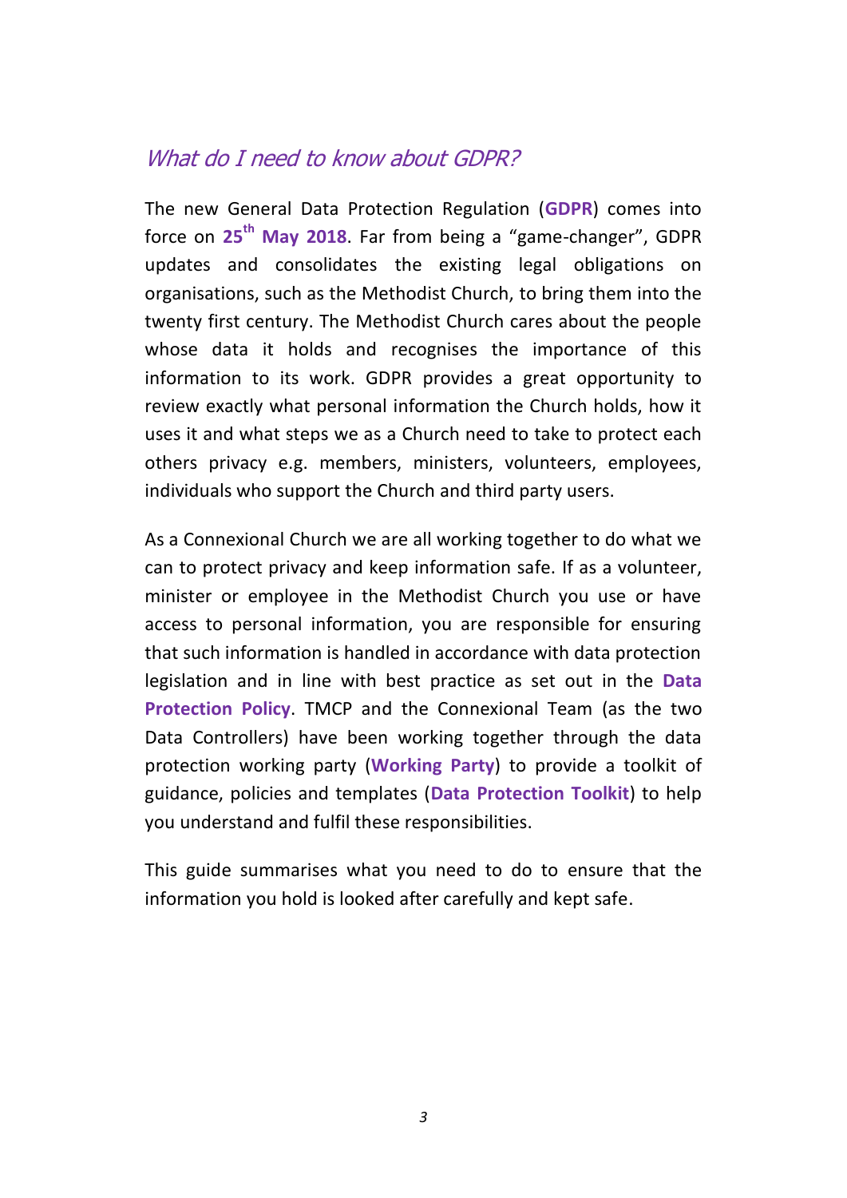## *What do I need to know about GDPR?*

The new General Data Protection Regulation (**GDPR**) comes into force on **25th May 2018**. Far from being a "game-changer", GDPR updates and consolidates the existing legal obligations on organisations, such as the Methodist Church, to bring them into the twenty first century. The Methodist Church cares about the people whose data it holds and recognises the importance of this information to its work. GDPR provides a great opportunity to review exactly what personal information the Church holds, how it uses it and what steps we as a Church need to take to protect each others privacy e.g. members, ministers, volunteers, employees, individuals who support the Church and third party users.

As a Connexional Church we are all working together to do what we can to protect privacy and keep information safe. If as a volunteer, minister or employee in the Methodist Church you use or have access to personal information, you are responsible for ensuring that such information is handled in accordance with data protection legislation and in line with best practice as set out in the **Data Protection Policy**. TMCP and the Connexional Team (as the two Data Controllers) have been working together through the data protection working party (**Working Party**) to provide a toolkit of guidance, policies and templates (**Data Protection Toolkit**) to help you understand and fulfil these responsibilities.

This guide summarises what you need to do to ensure that the information you hold is looked after carefully and kept safe.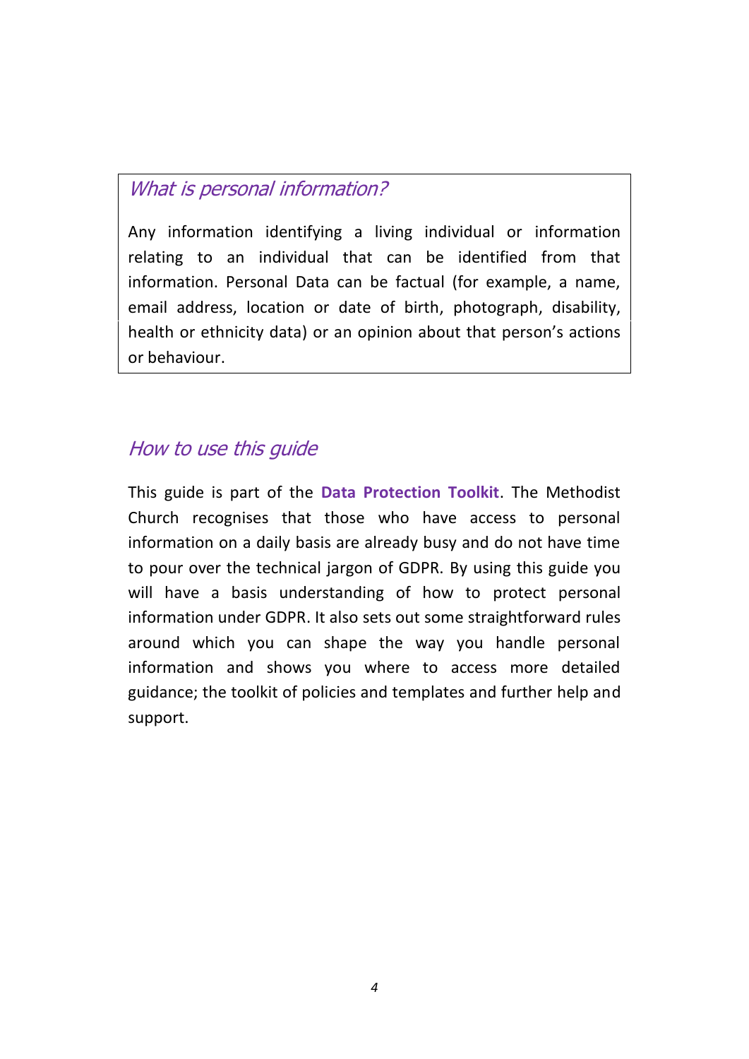## *What is personal information?*

Any information identifying a living individual or information relating to an individual that can be identified from that information. Personal Data can be factual (for example, a name, email address, location or date of birth, photograph, disability, health or ethnicity data) or an opinion about that person's actions or behaviour.

## *How to use this guide*

This guide is part of the **Data Protection Toolkit**. The Methodist Church recognises that those who have access to personal information on a daily basis are already busy and do not have time to pour over the technical jargon of GDPR. By using this guide you will have a basis understanding of how to protect personal information under GDPR. It also sets out some straightforward rules around which you can shape the way you handle personal information and shows you where to access more detailed guidance; the toolkit of policies and templates and further help and support.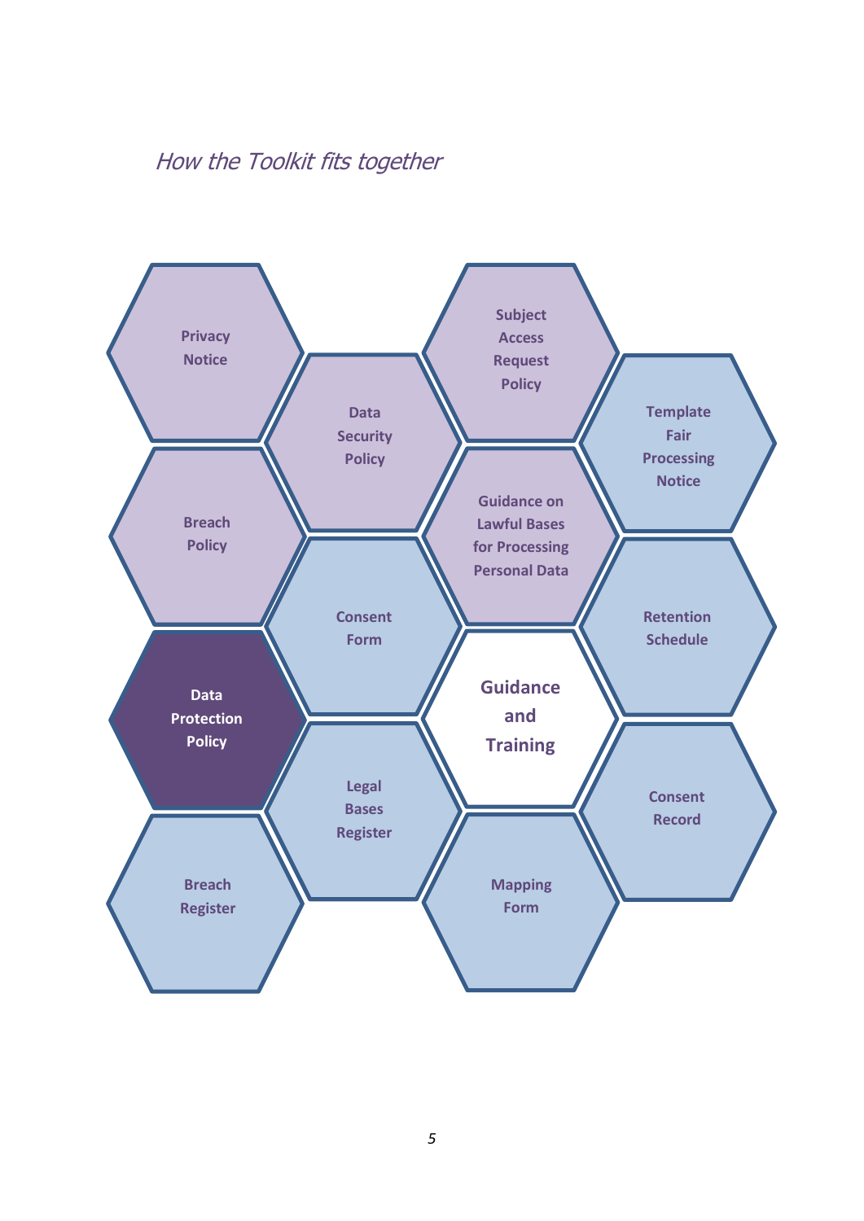*How the Toolkit fits together*

- Privacy Notice
- Data Security Policy
- Subject Access Request Policy
- Template Fair Processing Notice
- Breach Policy
- Guidance on Lawful Bases for Processing Personal Data
- Consent Form
- Retention Schedule
- Data Protection Policy
- Guidance and Training
- Legal Bases Register
- Consent Record
- Breach Register
- Mapping Form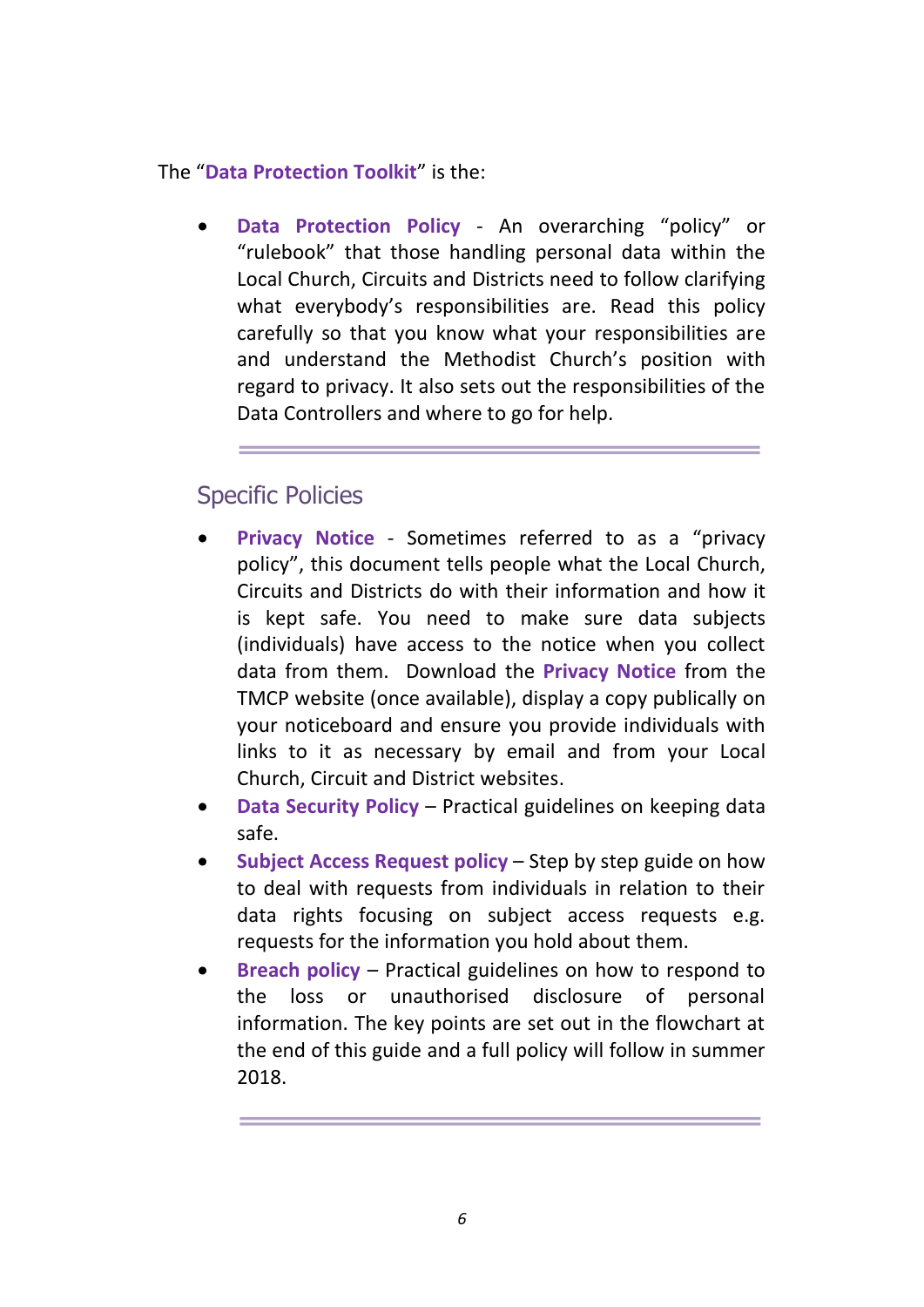The "**Data Protection Toolkit**" is the:

- **Data Protection Policy** - An overarching "policy" or "rulebook" that those handling personal data within the Local Church, Circuits and Districts need to follow clarifying what everybody's responsibilities are. Read this policy carefully so that you know what your responsibilities are and understand the Methodist Church's position with regard to privacy. It also sets out the responsibilities of the Data Controllers and where to go for help.

---

## Specific Policies

- **Privacy Notice** - Sometimes referred to as a "privacy policy", this document tells people what the Local Church, Circuits and Districts do with their information and how it is kept safe. You need to make sure data subjects (individuals) have access to the notice when you collect data from them. Download the **Privacy Notice** from the TMCP website (once available), display a copy publically on your noticeboard and ensure you provide individuals with links to it as necessary by email and from your Local Church, Circuit and District websites.
- **Data Security Policy** – Practical guidelines on keeping data safe.
- **Subject Access Request policy** – Step by step guide on how to deal with requests from individuals in relation to their data rights focusing on subject access requests e.g. requests for the information you hold about them.
- **Breach policy** – Practical guidelines on how to respond to the loss or unauthorised disclosure of personal information. The key points are set out in the flowchart at the end of this guide and a full policy will follow in summer 2018.

---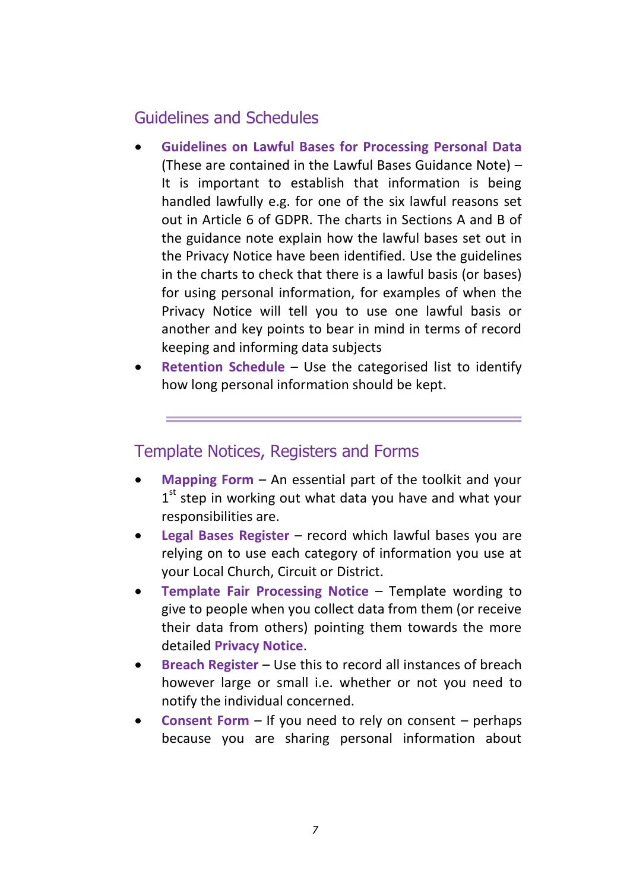## Guidelines and Schedules

- **Guidelines on Lawful Bases for Processing Personal Data** (These are contained in the Lawful Bases Guidance Note) – It is important to establish that information is being handled lawfully e.g. for one of the six lawful reasons set out in Article 6 of GDPR. The charts in Sections A and B of the guidance note explain how the lawful bases set out in the Privacy Notice have been identified. Use the guidelines in the charts to check that there is a lawful basis (or bases) for using personal information, for examples of when the Privacy Notice will tell you to use one lawful basis or another and key points to bear in mind in terms of record keeping and informing data subjects
- **Retention Schedule** – Use the categorised list to identify how long personal information should be kept.

---

## Template Notices, Registers and Forms

- **Mapping Form** – An essential part of the toolkit and your 1st step in working out what data you have and what your responsibilities are.
- **Legal Bases Register** – record which lawful bases you are relying on to use each category of information you use at your Local Church, Circuit or District.
- **Template Fair Processing Notice** – Template wording to give to people when you collect data from them (or receive their data from others) pointing them towards the more detailed **Privacy Notice**.
- **Breach Register** – Use this to record all instances of breach however large or small i.e. whether or not you need to notify the individual concerned.
- **Consent Form** – If you need to rely on consent – perhaps because you are sharing personal information about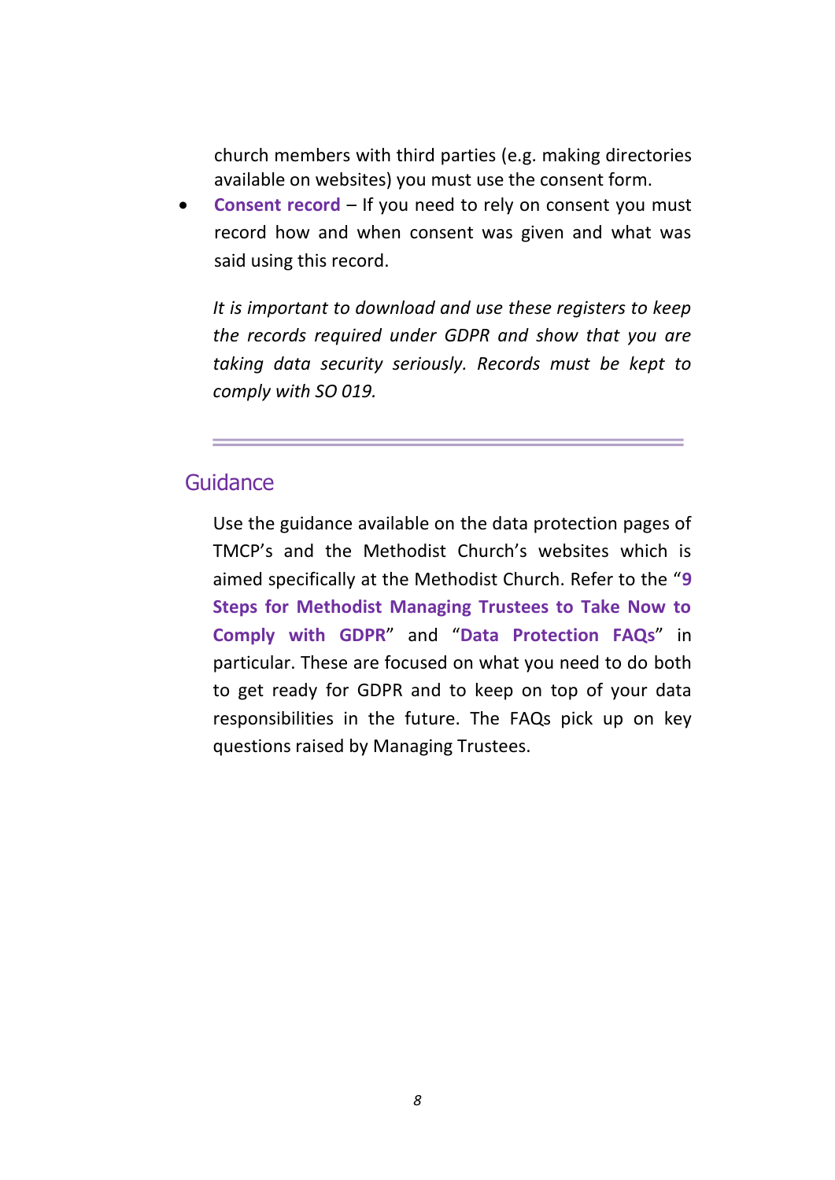church members with third parties (e.g. making directories available on websites) you must use the consent form.

- **Consent record** – If you need to rely on consent you must record how and when consent was given and what was said using this record.

*It is important to download and use these registers to keep the records required under GDPR and show that you are taking data security seriously. Records must be kept to comply with SO 019.*

---

## Guidance

Use the guidance available on the data protection pages of TMCP's and the Methodist Church's websites which is aimed specifically at the Methodist Church. Refer to the "**9 Steps for Methodist Managing Trustees to Take Now to Comply with GDPR**" and "**Data Protection FAQs**" in particular. These are focused on what you need to do both to get ready for GDPR and to keep on top of your data responsibilities in the future. The FAQs pick up on key questions raised by Managing Trustees.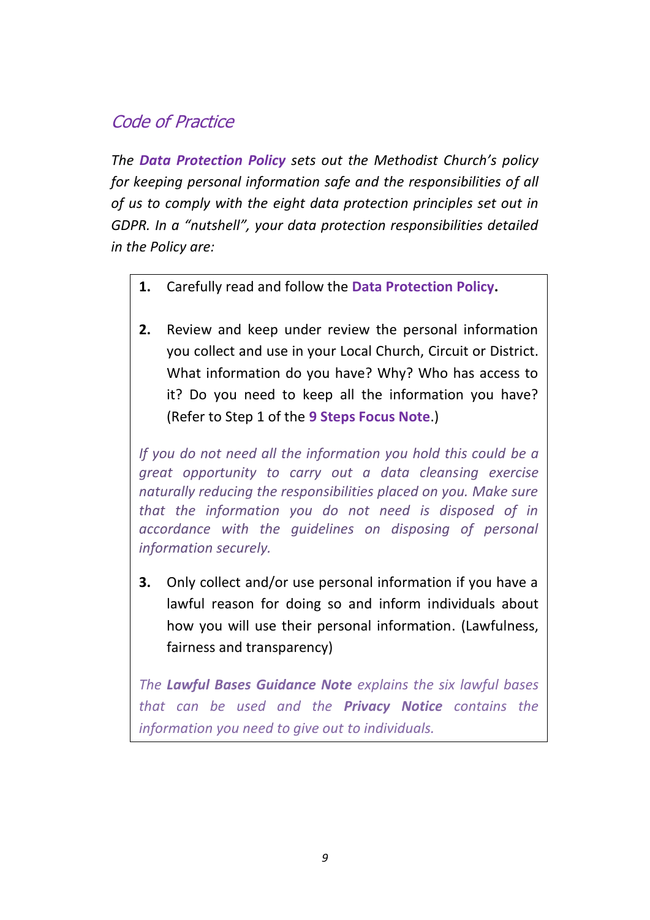## *Code of Practice*

*The **Data Protection Policy** sets out the Methodist Church's policy for keeping personal information safe and the responsibilities of all of us to comply with the eight data protection principles set out in GDPR. In a "nutshell", your data protection responsibilities detailed in the Policy are:*

**1.** Carefully read and follow the **Data Protection Policy.**

**2.** Review and keep under review the personal information you collect and use in your Local Church, Circuit or District. What information do you have? Why? Who has access to it? Do you need to keep all the information you have? (Refer to Step 1 of the **9 Steps Focus Note**.)

*If you do not need all the information you hold this could be a great opportunity to carry out a data cleansing exercise naturally reducing the responsibilities placed on you. Make sure that the information you do not need is disposed of in accordance with the guidelines on disposing of personal information securely.*

**3.** Only collect and/or use personal information if you have a lawful reason for doing so and inform individuals about how you will use their personal information. (Lawfulness, fairness and transparency)

*The **Lawful Bases Guidance Note** explains the six lawful bases that can be used and the **Privacy Notice** contains the information you need to give out to individuals.*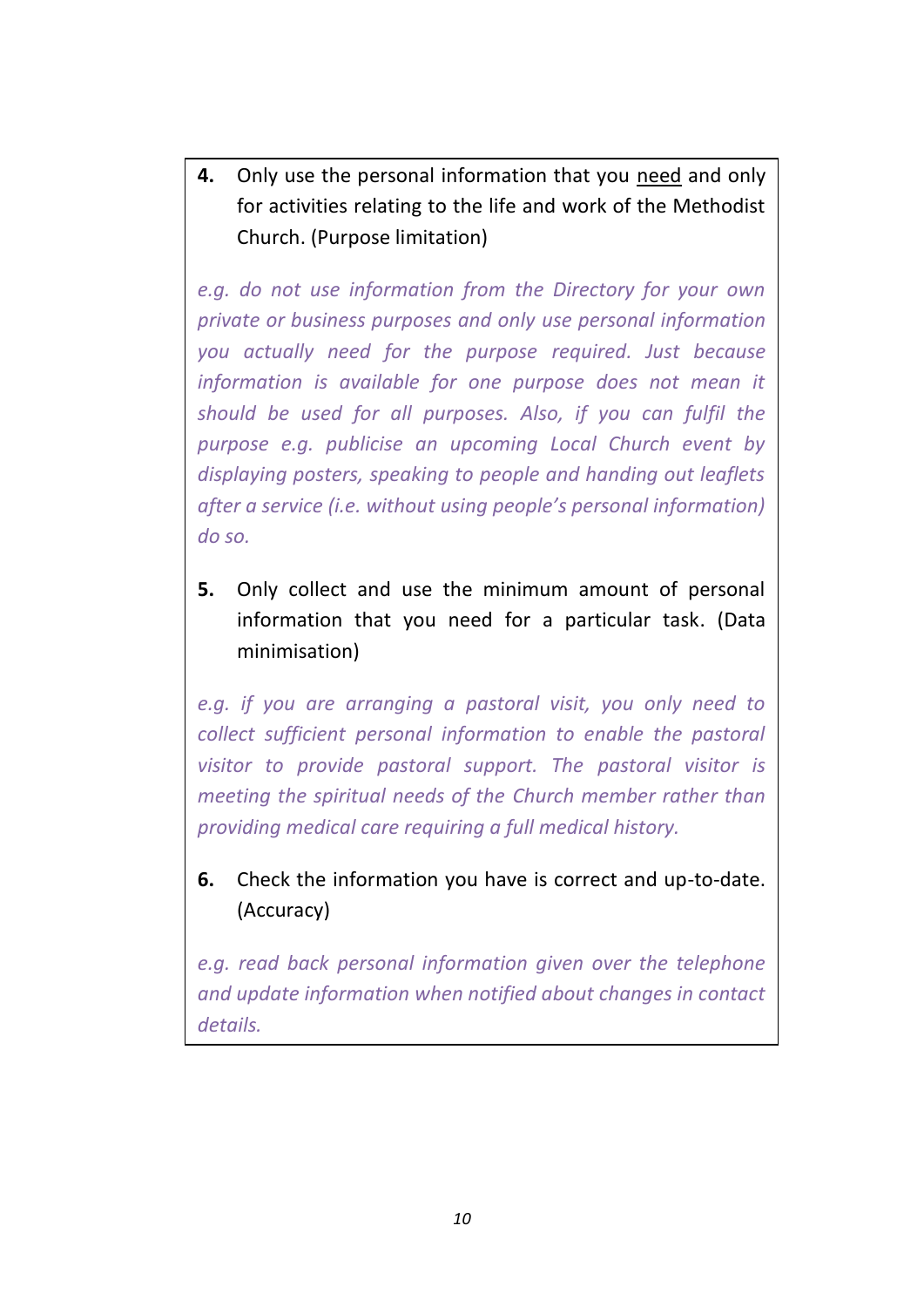**4.** Only use the personal information that you <u>need</u> and only for activities relating to the life and work of the Methodist Church. (Purpose limitation)

*e.g. do not use information from the Directory for your own private or business purposes and only use personal information you actually need for the purpose required. Just because information is available for one purpose does not mean it should be used for all purposes. Also, if you can fulfil the purpose e.g. publicise an upcoming Local Church event by displaying posters, speaking to people and handing out leaflets after a service (i.e. without using people's personal information) do so.*

**5.** Only collect and use the minimum amount of personal information that you need for a particular task. (Data minimisation)

*e.g. if you are arranging a pastoral visit, you only need to collect sufficient personal information to enable the pastoral visitor to provide pastoral support. The pastoral visitor is meeting the spiritual needs of the Church member rather than providing medical care requiring a full medical history.*

**6.** Check the information you have is correct and up-to-date. (Accuracy)

*e.g. read back personal information given over the telephone and update information when notified about changes in contact details.*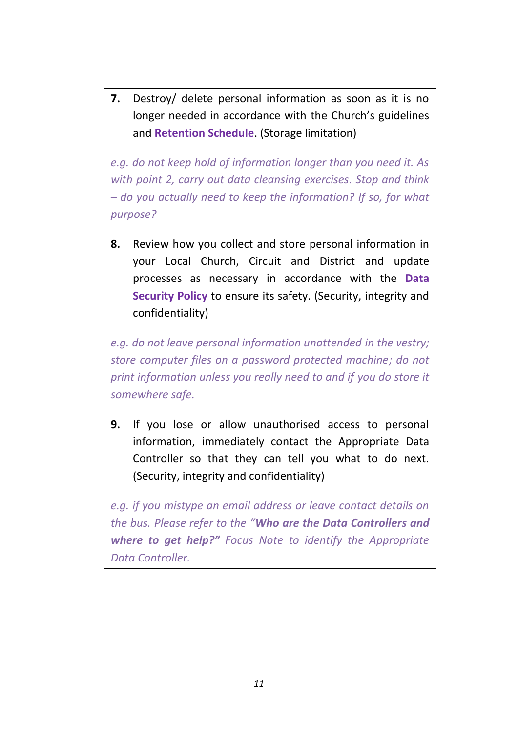**7.** Destroy/ delete personal information as soon as it is no longer needed in accordance with the Church's guidelines and **Retention Schedule**. (Storage limitation)

*e.g. do not keep hold of information longer than you need it. As with point 2, carry out data cleansing exercises. Stop and think – do you actually need to keep the information? If so, for what purpose?*

**8.** Review how you collect and store personal information in your Local Church, Circuit and District and update processes as necessary in accordance with the **Data Security Policy** to ensure its safety. (Security, integrity and confidentiality)

*e.g. do not leave personal information unattended in the vestry; store computer files on a password protected machine; do not print information unless you really need to and if you do store it somewhere safe.*

**9.** If you lose or allow unauthorised access to personal information, immediately contact the Appropriate Data Controller so that they can tell you what to do next. (Security, integrity and confidentiality)

*e.g. if you mistype an email address or leave contact details on the bus. Please refer to the **"Who are the Data Controllers and where to get help?"** Focus Note to identify the Appropriate Data Controller.*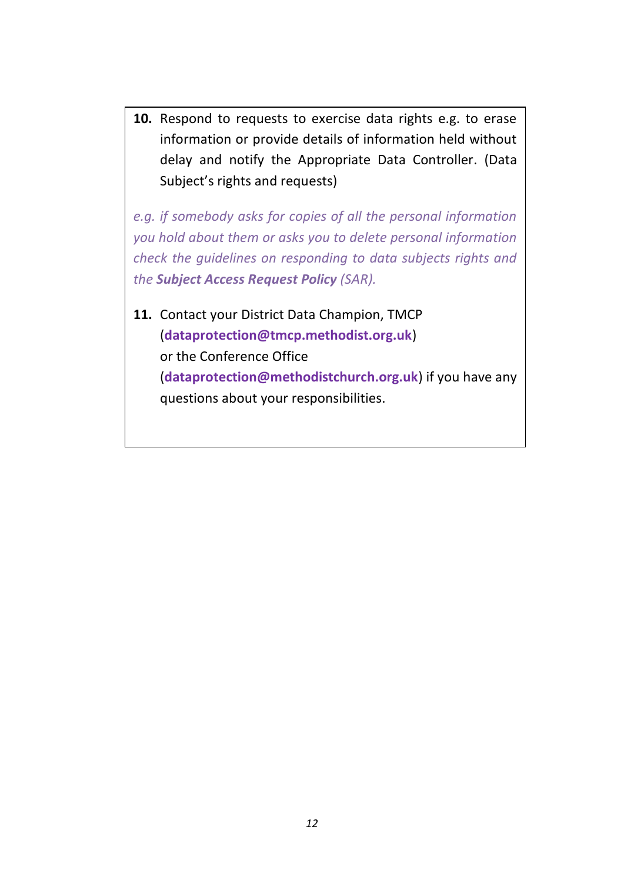10. Respond to requests to exercise data rights e.g. to erase information or provide details of information held without delay and notify the Appropriate Data Controller. (Data Subject's rights and requests)

*e.g. if somebody asks for copies of all the personal information you hold about them or asks you to delete personal information check the guidelines on responding to data subjects rights and the* ***Subject Access Request Policy*** *(SAR).*

11. Contact your District Data Champion, TMCP (**dataprotection@tmcp.methodist.org.uk**) or the Conference Office (**dataprotection@methodistchurch.org.uk**) if you have any questions about your responsibilities.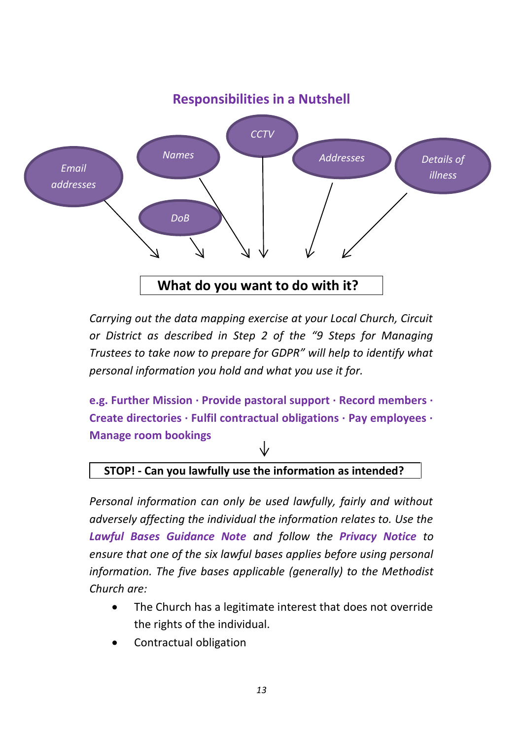## Responsibilities in a Nutshell

*Email addresses* · *Names* · *DoB* · *CCTV* · *Addresses* · *Details of illness*

**What do you want to do with it?**

*Carrying out the data mapping exercise at your Local Church, Circuit or District as described in Step 2 of the "9 Steps for Managing Trustees to take now to prepare for GDPR" will help to identify what personal information you hold and what you use it for.*

**e.g. Further Mission · Provide pastoral support · Record members · Create directories · Fulfil contractual obligations · Pay employees · Manage room bookings**

**STOP! - Can you lawfully use the information as intended?**

*Personal information can only be used lawfully, fairly and without adversely affecting the individual the information relates to. Use the **Lawful Bases Guidance Note** and follow the **Privacy Notice** to ensure that one of the six lawful bases applies before using personal information. The five bases applicable (generally) to the Methodist Church are:*

- The Church has a legitimate interest that does not override the rights of the individual.
- Contractual obligation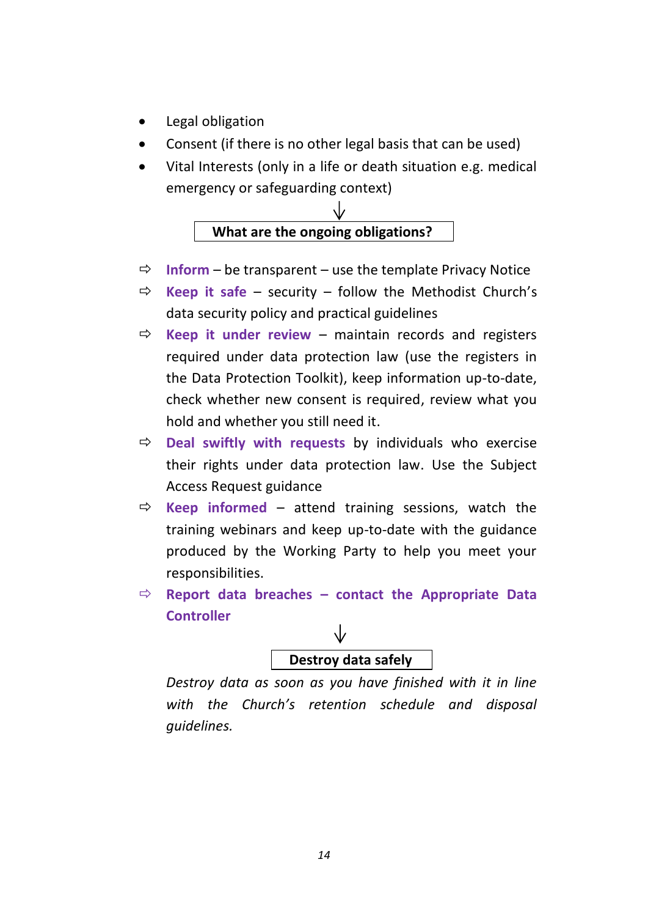- Legal obligation
- Consent (if there is no other legal basis that can be used)
- Vital Interests (only in a life or death situation e.g. medical emergency or safeguarding context)

↓

**What are the ongoing obligations?**

- ⇨ **Inform** – be transparent – use the template Privacy Notice
- ⇨ **Keep it safe** – security – follow the Methodist Church's data security policy and practical guidelines
- ⇨ **Keep it under review** – maintain records and registers required under data protection law (use the registers in the Data Protection Toolkit), keep information up-to-date, check whether new consent is required, review what you hold and whether you still need it.
- ⇨ **Deal swiftly with requests** by individuals who exercise their rights under data protection law. Use the Subject Access Request guidance
- ⇨ **Keep informed** – attend training sessions, watch the training webinars and keep up-to-date with the guidance produced by the Working Party to help you meet your responsibilities.
- ⇨ **Report data breaches – contact the Appropriate Data Controller**

↓

**Destroy data safely**

*Destroy data as soon as you have finished with it in line with the Church's retention schedule and disposal guidelines.*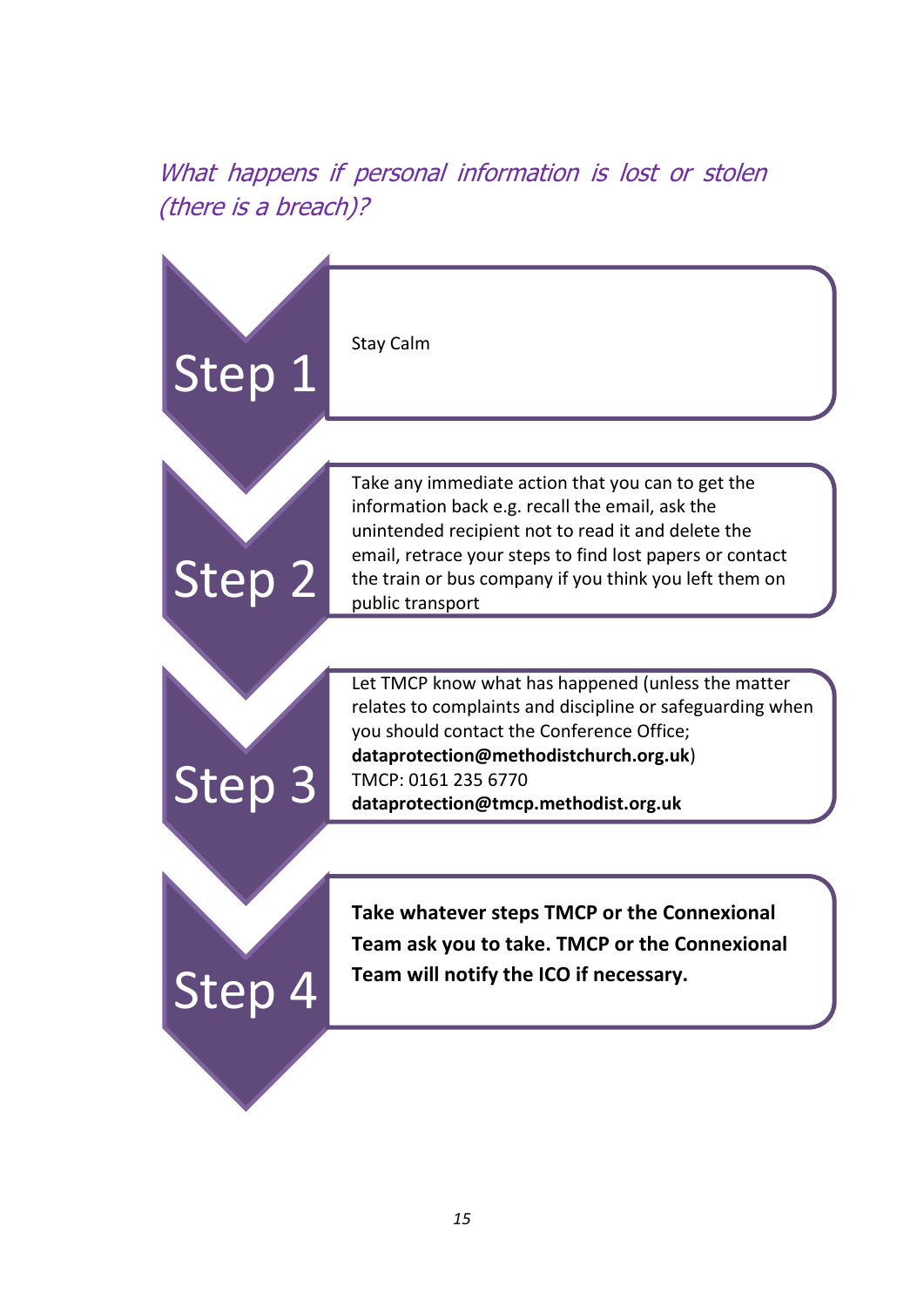## *What happens if personal information is lost or stolen (there is a breach)?*

**Step 1**

Stay Calm

**Step 2**

Take any immediate action that you can to get the information back e.g. recall the email, ask the unintended recipient not to read it and delete the email, retrace your steps to find lost papers or contact the train or bus company if you think you left them on public transport

**Step 3**

Let TMCP know what has happened (unless the matter relates to complaints and discipline or safeguarding when you should contact the Conference Office; **dataprotection@methodistchurch.org.uk**)
TMCP: 0161 235 6770
**dataprotection@tmcp.methodist.org.uk**

**Step 4**

**Take whatever steps TMCP or the Connexional Team ask you to take. TMCP or the Connexional Team will notify the ICO if necessary.**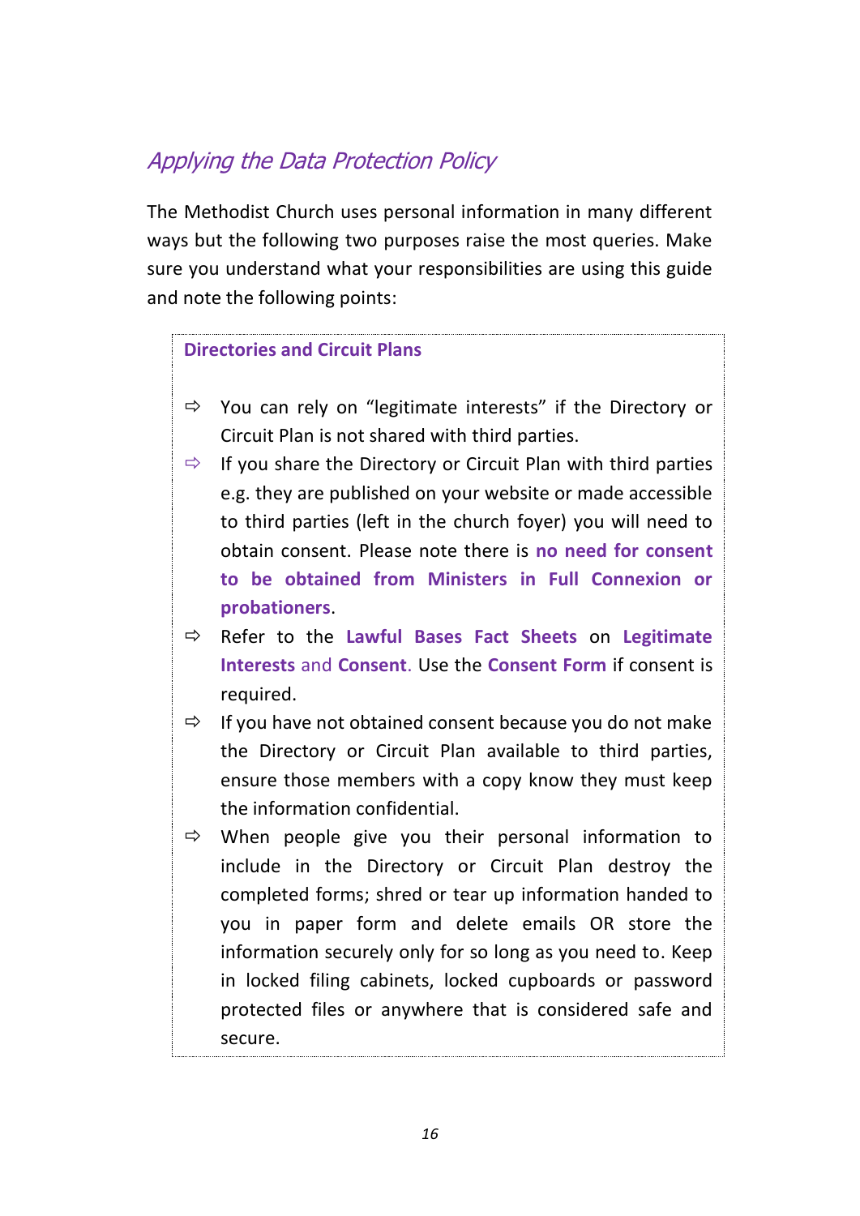## *Applying the Data Protection Policy*

The Methodist Church uses personal information in many different ways but the following two purposes raise the most queries. Make sure you understand what your responsibilities are using this guide and note the following points:

**Directories and Circuit Plans**

- ⇨ You can rely on "legitimate interests" if the Directory or Circuit Plan is not shared with third parties.
- ⇨ If you share the Directory or Circuit Plan with third parties e.g. they are published on your website or made accessible to third parties (left in the church foyer) you will need to obtain consent. Please note there is **no need for consent to be obtained from Ministers in Full Connexion or probationers**.
- ⇨ Refer to the **Lawful Bases Fact Sheets** on **Legitimate Interests** and **Consent**. Use the **Consent Form** if consent is required.
- ⇨ If you have not obtained consent because you do not make the Directory or Circuit Plan available to third parties, ensure those members with a copy know they must keep the information confidential.
- ⇨ When people give you their personal information to include in the Directory or Circuit Plan destroy the completed forms; shred or tear up information handed to you in paper form and delete emails OR store the information securely only for so long as you need to. Keep in locked filing cabinets, locked cupboards or password protected files or anywhere that is considered safe and secure.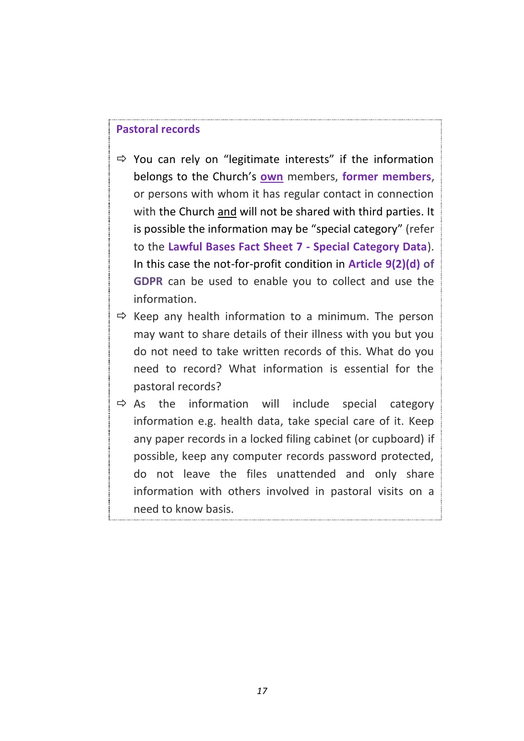### Pastoral records

- You can rely on "legitimate interests" if the information belongs to the Church's **own** members, **former members**, or persons with whom it has regular contact in connection with the Church and will not be shared with third parties. It is possible the information may be "special category" (refer to the **Lawful Bases Fact Sheet 7 - Special Category Data**). In this case the not-for-profit condition in **Article 9(2)(d) of GDPR** can be used to enable you to collect and use the information.
- Keep any health information to a minimum. The person may want to share details of their illness with you but you do not need to take written records of this. What do you need to record? What information is essential for the pastoral records?
- As the information will include special category information e.g. health data, take special care of it. Keep any paper records in a locked filing cabinet (or cupboard) if possible, keep any computer records password protected, do not leave the files unattended and only share information with others involved in pastoral visits on a need to know basis.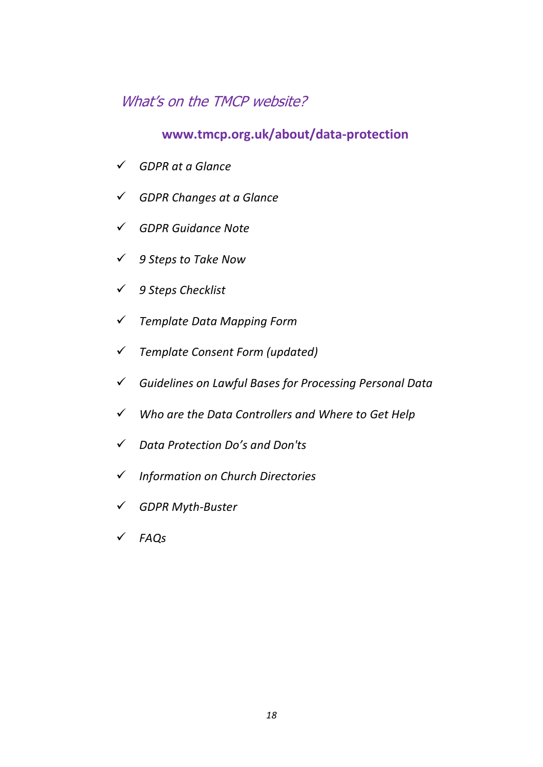## *What's on the TMCP website?*

**www.tmcp.org.uk/about/data-protection**

- ✓ *GDPR at a Glance*
- ✓ *GDPR Changes at a Glance*
- ✓ *GDPR Guidance Note*
- ✓ *9 Steps to Take Now*
- ✓ *9 Steps Checklist*
- ✓ *Template Data Mapping Form*
- ✓ *Template Consent Form (updated)*
- ✓ *Guidelines on Lawful Bases for Processing Personal Data*
- ✓ *Who are the Data Controllers and Where to Get Help*
- ✓ *Data Protection Do's and Don'ts*
- ✓ *Information on Church Directories*
- ✓ *GDPR Myth-Buster*
- ✓ *FAQs*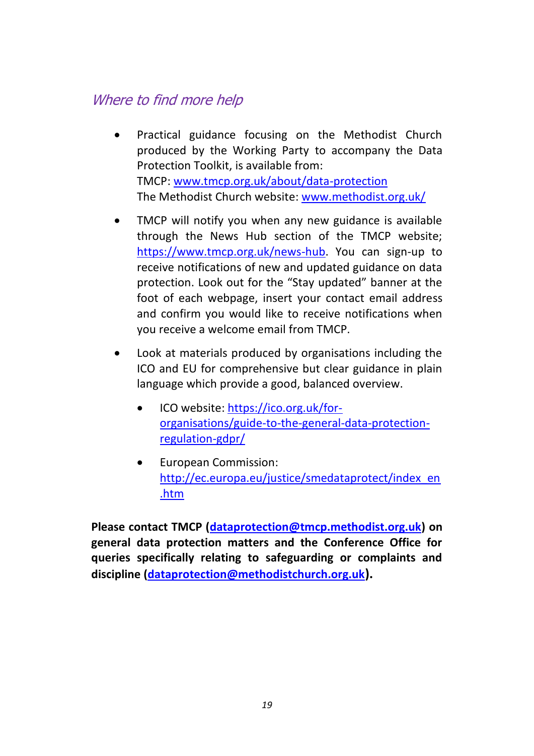## *Where to find more help*

- Practical guidance focusing on the Methodist Church produced by the Working Party to accompany the Data Protection Toolkit, is available from:
  TMCP: www.tmcp.org.uk/about/data-protection
  The Methodist Church website: www.methodist.org.uk/

- TMCP will notify you when any new guidance is available through the News Hub section of the TMCP website; https://www.tmcp.org.uk/news-hub. You can sign-up to receive notifications of new and updated guidance on data protection. Look out for the "Stay updated" banner at the foot of each webpage, insert your contact email address and confirm you would like to receive notifications when you receive a welcome email from TMCP.

- Look at materials produced by organisations including the ICO and EU for comprehensive but clear guidance in plain language which provide a good, balanced overview.

  - ICO website: https://ico.org.uk/for-organisations/guide-to-the-general-data-protection-regulation-gdpr/

  - European Commission: http://ec.europa.eu/justice/smedataprotect/index_en.htm

**Please contact TMCP (dataprotection@tmcp.methodist.org.uk) on general data protection matters and the Conference Office for queries specifically relating to safeguarding or complaints and discipline (dataprotection@methodistchurch.org.uk).**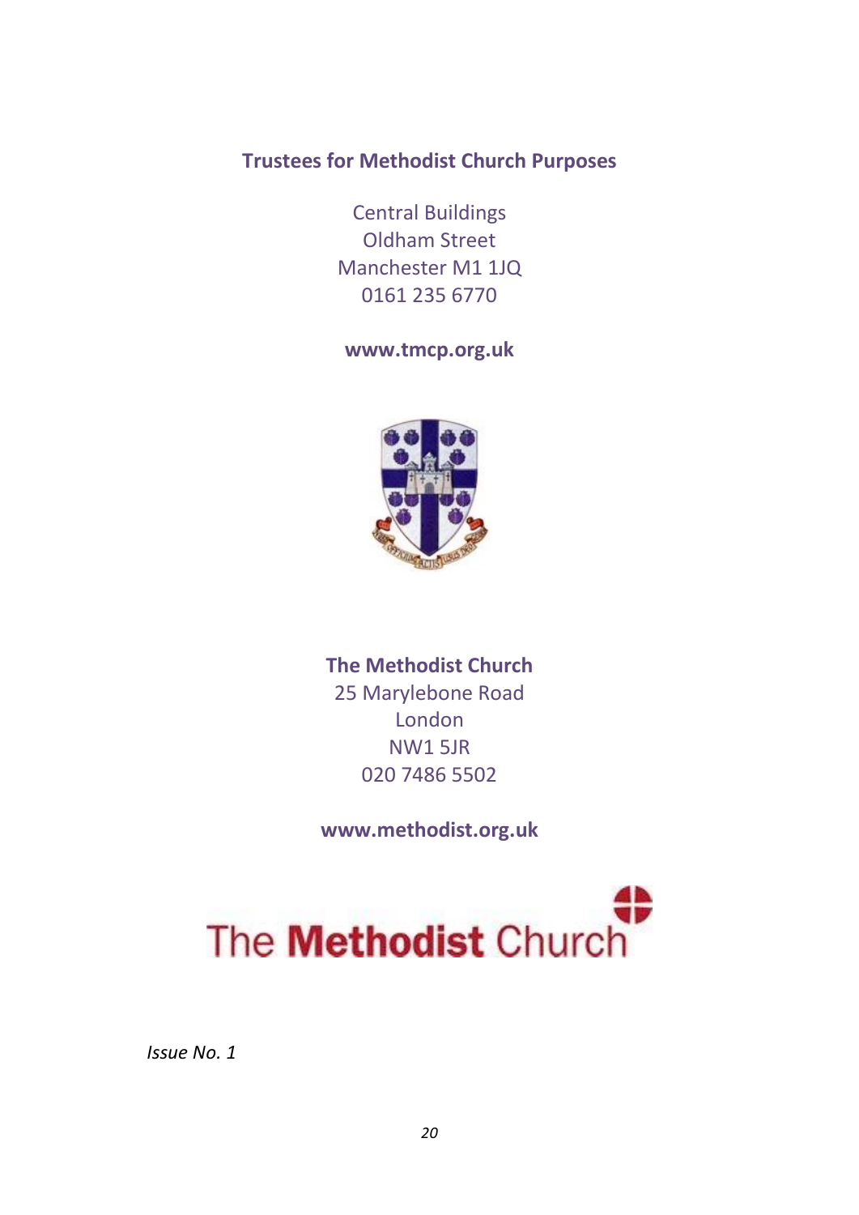**Trustees for Methodist Church Purposes**

Central Buildings
Oldham Street
Manchester M1 1JQ
0161 235 6770

**www.tmcp.org.uk**

**The Methodist Church**
25 Marylebone Road
London
NW1 5JR
020 7486 5502

**www.methodist.org.uk**

The **Methodist** Church

*Issue No. 1*